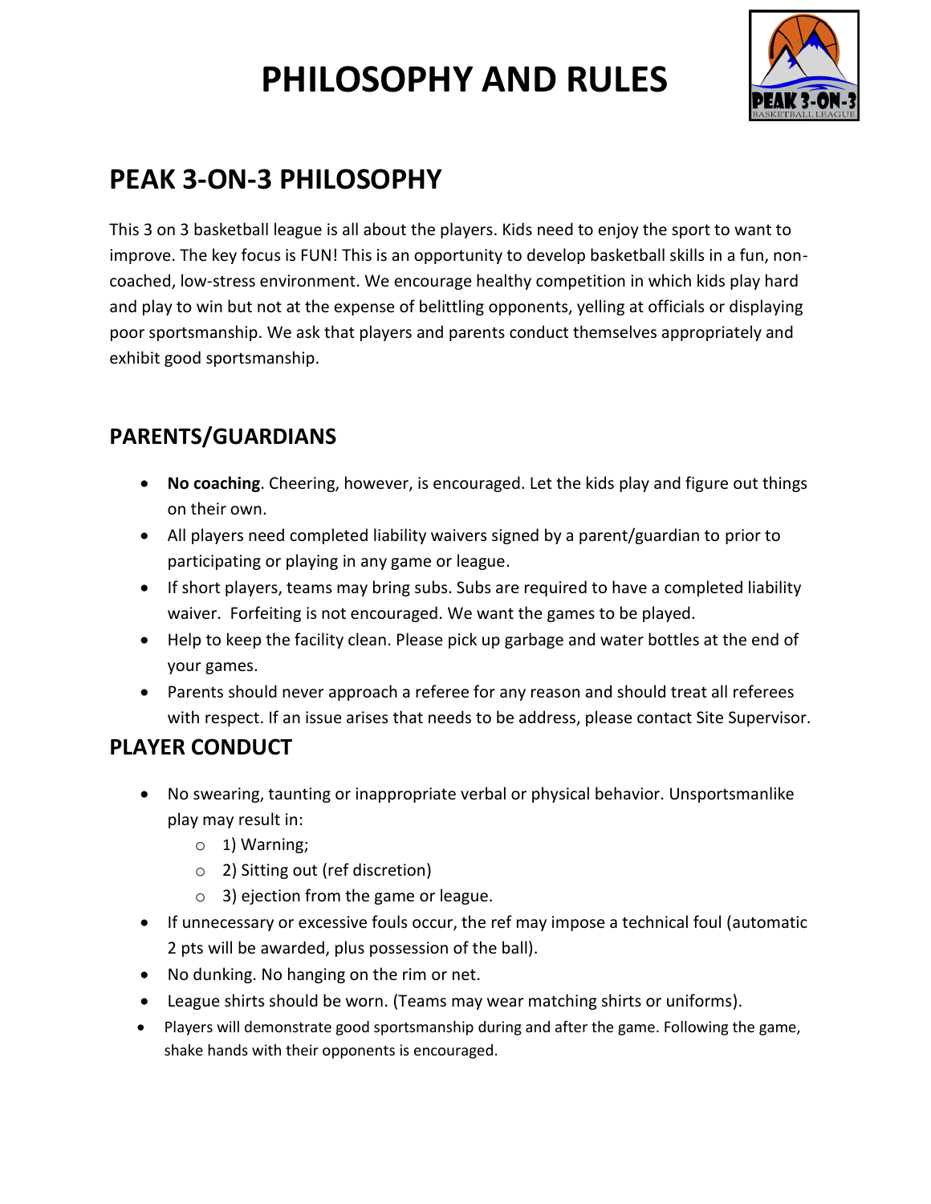# PHILOSOPHY AND RULES

## PEAK 3-ON-3 PHILOSOPHY

This 3 on 3 basketball league is all about the players. Kids need to enjoy the sport to want to improve. The key focus is FUN! This is an opportunity to develop basketball skills in a fun, non-coached, low-stress environment. We encourage healthy competition in which kids play hard and play to win but not at the expense of belittling opponents, yelling at officials or displaying poor sportsmanship. We ask that players and parents conduct themselves appropriately and exhibit good sportsmanship.

### PARENTS/GUARDIANS

- **No coaching**. Cheering, however, is encouraged. Let the kids play and figure out things on their own.
- All players need completed liability waivers signed by a parent/guardian to prior to participating or playing in any game or league.
- If short players, teams may bring subs. Subs are required to have a completed liability waiver. Forfeiting is not encouraged. We want the games to be played.
- Help to keep the facility clean. Please pick up garbage and water bottles at the end of your games.
- Parents should never approach a referee for any reason and should treat all referees with respect. If an issue arises that needs to be address, please contact Site Supervisor.

### PLAYER CONDUCT

- No swearing, taunting or inappropriate verbal or physical behavior. Unsportsmanlike play may result in:
  - 1) Warning;
  - 2) Sitting out (ref discretion)
  - 3) ejection from the game or league.
- If unnecessary or excessive fouls occur, the ref may impose a technical foul (automatic 2 pts will be awarded, plus possession of the ball).
- No dunking. No hanging on the rim or net.
- League shirts should be worn. (Teams may wear matching shirts or uniforms).
- Players will demonstrate good sportsmanship during and after the game. Following the game, shake hands with their opponents is encouraged.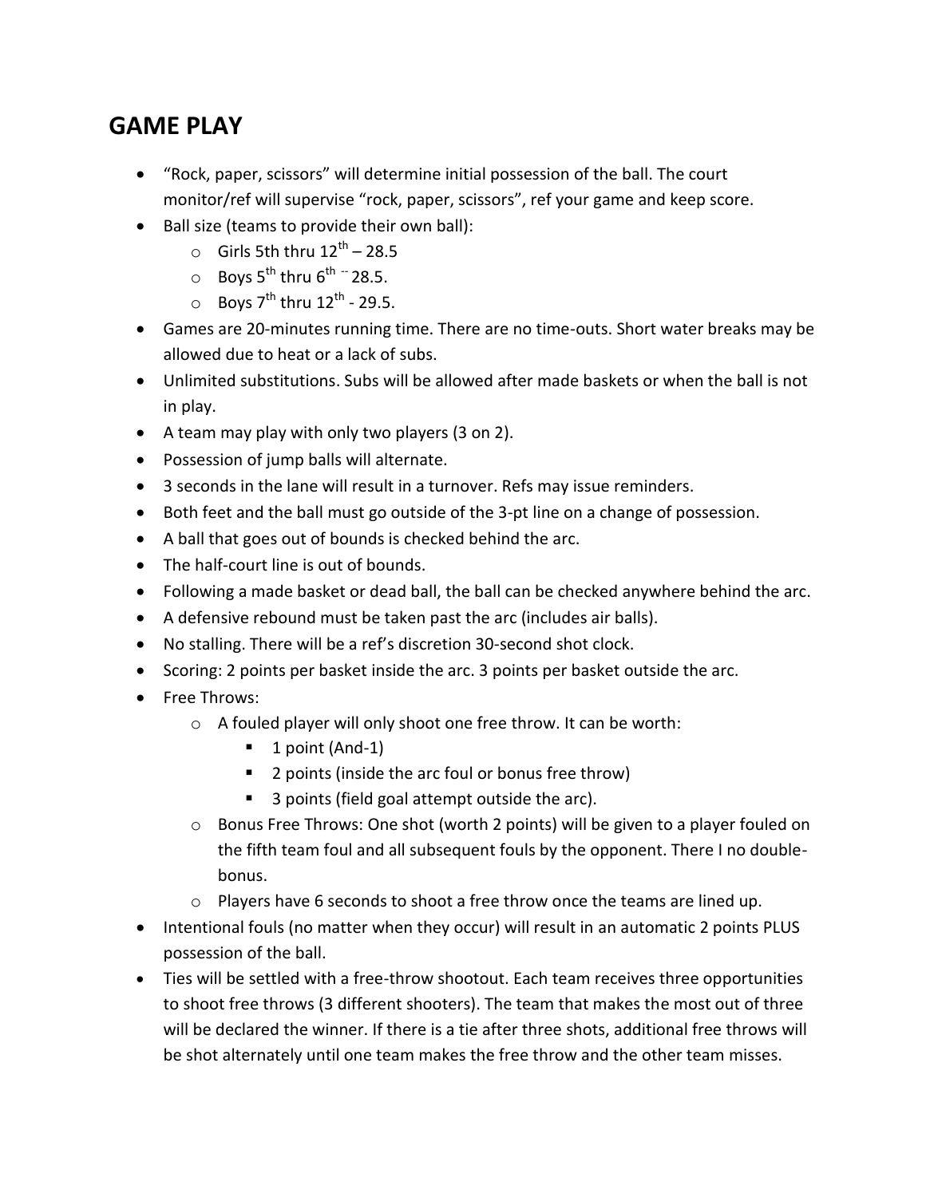## GAME PLAY

- "Rock, paper, scissors" will determine initial possession of the ball. The court monitor/ref will supervise "rock, paper, scissors", ref your game and keep score.
- Ball size (teams to provide their own ball):
  - Girls 5th thru $12^{th}$ – 28.5
  - Boys $5^{th}$ thru $6^{th}$ -- 28.5.
  - Boys $7^{th}$ thru $12^{th}$ - 29.5.
- Games are 20-minutes running time. There are no time-outs. Short water breaks may be allowed due to heat or a lack of subs.
- Unlimited substitutions. Subs will be allowed after made baskets or when the ball is not in play.
- A team may play with only two players (3 on 2).
- Possession of jump balls will alternate.
- 3 seconds in the lane will result in a turnover. Refs may issue reminders.
- Both feet and the ball must go outside of the 3-pt line on a change of possession.
- A ball that goes out of bounds is checked behind the arc.
- The half-court line is out of bounds.
- Following a made basket or dead ball, the ball can be checked anywhere behind the arc.
- A defensive rebound must be taken past the arc (includes air balls).
- No stalling. There will be a ref's discretion 30-second shot clock.
- Scoring: 2 points per basket inside the arc. 3 points per basket outside the arc.
- Free Throws:
  - A fouled player will only shoot one free throw. It can be worth:
    - 1 point (And-1)
    - 2 points (inside the arc foul or bonus free throw)
    - 3 points (field goal attempt outside the arc).
  - Bonus Free Throws: One shot (worth 2 points) will be given to a player fouled on the fifth team foul and all subsequent fouls by the opponent. There I no double-bonus.
  - Players have 6 seconds to shoot a free throw once the teams are lined up.
- Intentional fouls (no matter when they occur) will result in an automatic 2 points PLUS possession of the ball.
- Ties will be settled with a free-throw shootout. Each team receives three opportunities to shoot free throws (3 different shooters). The team that makes the most out of three will be declared the winner. If there is a tie after three shots, additional free throws will be shot alternately until one team makes the free throw and the other team misses.